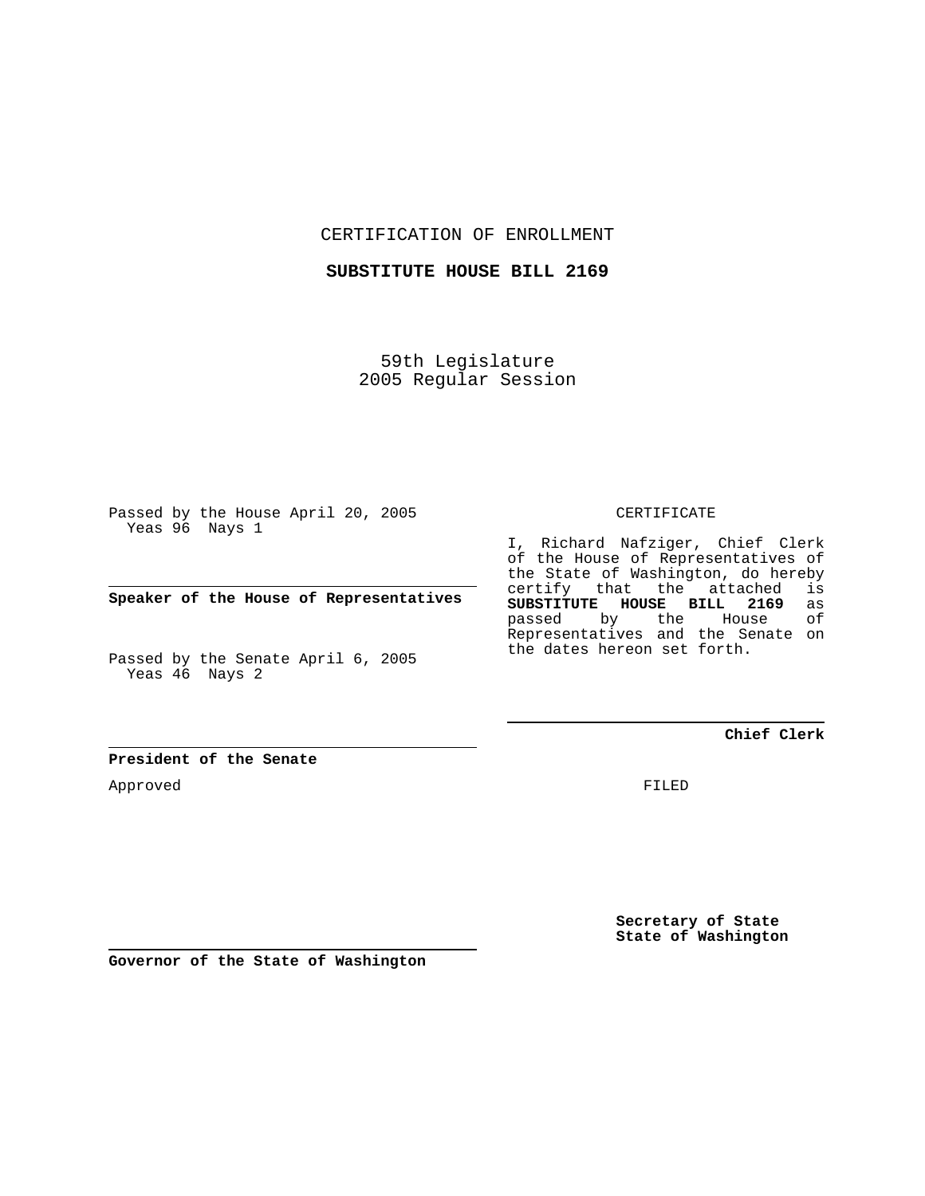CERTIFICATION OF ENROLLMENT

**SUBSTITUTE HOUSE BILL 2169**

59th Legislature
2005 Regular Session

Passed by the House April 20, 2005
Yeas 96 Nays 1

**Speaker of the House of Representatives**

Passed by the Senate April 6, 2005
Yeas 46 Nays 2

**President of the Senate**

Approved

**Governor of the State of Washington**

CERTIFICATE

I, Richard Nafziger, Chief Clerk of the House of Representatives of the State of Washington, do hereby certify that the attached is **SUBSTITUTE HOUSE BILL 2169** as passed by the House of Representatives and the Senate on the dates hereon set forth.

**Chief Clerk**

FILED

**Secretary of State**
**State of Washington**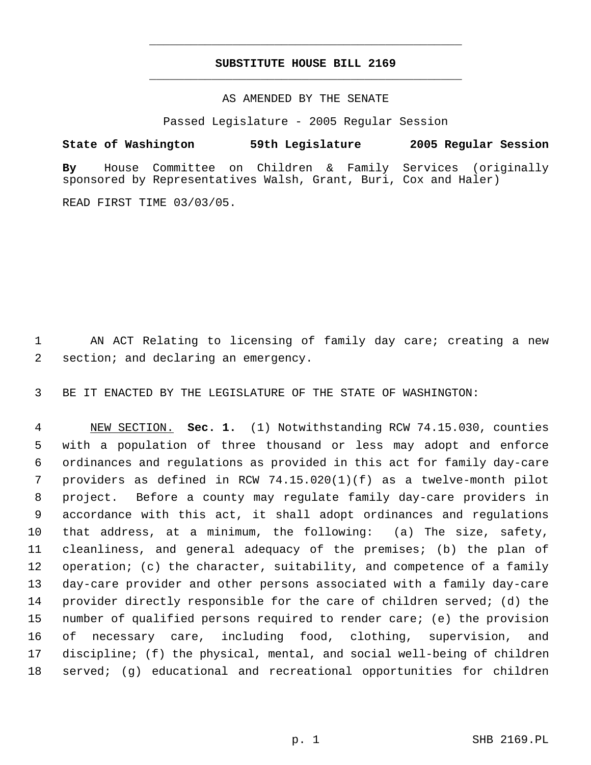**SUBSTITUTE HOUSE BILL 2169**

AS AMENDED BY THE SENATE

Passed Legislature - 2005 Regular Session

**State of Washington 59th Legislature 2005 Regular Session**

**By** House Committee on Children & Family Services (originally sponsored by Representatives Walsh, Grant, Buri, Cox and Haler)

READ FIRST TIME 03/03/05.

AN ACT Relating to licensing of family day care; creating a new section; and declaring an emergency.

BE IT ENACTED BY THE LEGISLATURE OF THE STATE OF WASHINGTON:

NEW SECTION. **Sec. 1.** (1) Notwithstanding RCW 74.15.030, counties with a population of three thousand or less may adopt and enforce ordinances and regulations as provided in this act for family day-care providers as defined in RCW 74.15.020(1)(f) as a twelve-month pilot project. Before a county may regulate family day-care providers in accordance with this act, it shall adopt ordinances and regulations that address, at a minimum, the following: (a) The size, safety, cleanliness, and general adequacy of the premises; (b) the plan of operation; (c) the character, suitability, and competence of a family day-care provider and other persons associated with a family day-care provider directly responsible for the care of children served; (d) the number of qualified persons required to render care; (e) the provision of necessary care, including food, clothing, supervision, and discipline; (f) the physical, mental, and social well-being of children served; (g) educational and recreational opportunities for children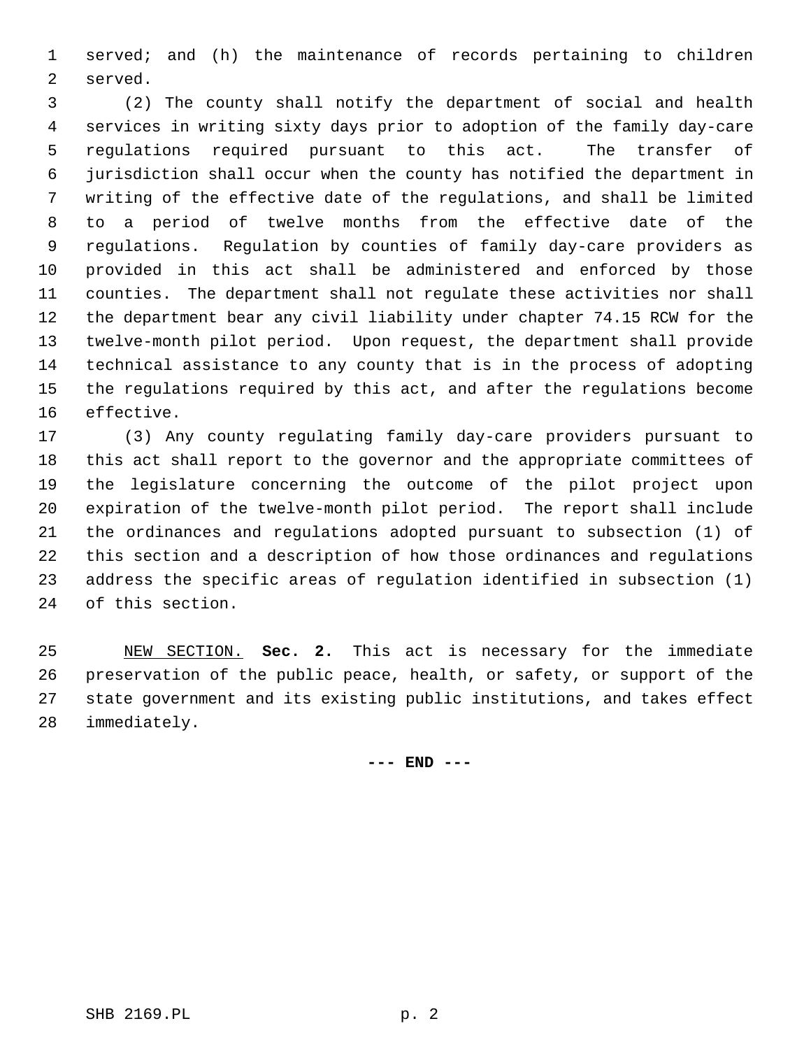served; and (h) the maintenance of records pertaining to children served.

(2) The county shall notify the department of social and health services in writing sixty days prior to adoption of the family day-care regulations required pursuant to this act. The transfer of jurisdiction shall occur when the county has notified the department in writing of the effective date of the regulations, and shall be limited to a period of twelve months from the effective date of the regulations. Regulation by counties of family day-care providers as provided in this act shall be administered and enforced by those counties. The department shall not regulate these activities nor shall the department bear any civil liability under chapter 74.15 RCW for the twelve-month pilot period. Upon request, the department shall provide technical assistance to any county that is in the process of adopting the regulations required by this act, and after the regulations become effective.

(3) Any county regulating family day-care providers pursuant to this act shall report to the governor and the appropriate committees of the legislature concerning the outcome of the pilot project upon expiration of the twelve-month pilot period. The report shall include the ordinances and regulations adopted pursuant to subsection (1) of this section and a description of how those ordinances and regulations address the specific areas of regulation identified in subsection (1) of this section.

NEW SECTION. **Sec. 2.** This act is necessary for the immediate preservation of the public peace, health, or safety, or support of the state government and its existing public institutions, and takes effect immediately.

**--- END ---**